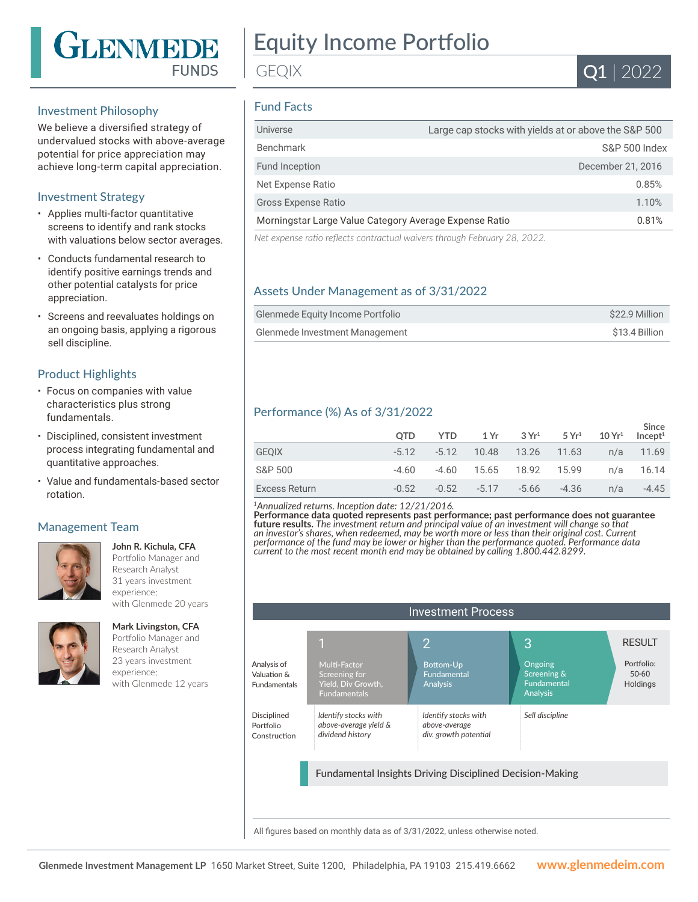# Equity Income Portfolio

GEQIX

Q1 | 2022

## Investment Philosophy

We believe a diversified strategy of undervalued stocks with above-average potential for price appreciation may achieve long-term capital appreciation.

## Investment Strategy

- Applies multi-factor quantitative screens to identify and rank stocks with valuations below sector averages.
- Conducts fundamental research to identify positive earnings trends and other potential catalysts for price appreciation.
- Screens and reevaluates holdings on an ongoing basis, applying a rigorous sell discipline.

## Product Highlights

- Focus on companies with value characteristics plus strong fundamentals.
- Disciplined, consistent investment process integrating fundamental and quantitative approaches.
- Value and fundamentals-based sector rotation.

## Management Team

**John R. Kichula, CFA**
Portfolio Manager and Research Analyst
31 years investment experience;
with Glenmede 20 years

**Mark Livingston, CFA**
Portfolio Manager and Research Analyst
23 years investment experience;
with Glenmede 12 years

## Fund Facts

| | |
|---|---|
| Universe | Large cap stocks with yields at or above the S&P 500 |
| Benchmark | S&P 500 Index |
| Fund Inception | December 21, 2016 |
| Net Expense Ratio | 0.85% |
| Gross Expense Ratio | 1.10% |
| Morningstar Large Value Category Average Expense Ratio | 0.81% |

*Net expense ratio reflects contractual waivers through February 28, 2022.*

## Assets Under Management as of 3/31/2022

| | |
|---|---|
| Glenmede Equity Income Portfolio | $22.9 Million |
| Glenmede Investment Management | $13.4 Billion |

## Performance (%) As of 3/31/2022

| | QTD | YTD | 1 Yr | 3 Yr[1] | 5 Yr[1] | 10 Yr[1] | Since Incept[1] |
|---|---|---|---|---|---|---|---|
| GEQIX | -5.12 | -5.12 | 10.48 | 13.26 | 11.63 | n/a | 11.69 |
| S&P 500 | -4.60 | -4.60 | 15.65 | 18.92 | 15.99 | n/a | 16.14 |
| Excess Return | -0.52 | -0.52 | -5.17 | -5.66 | -4.36 | n/a | -4.45 |

[1]*Annualized returns. Inception date: 12/21/2016.*
**Performance data quoted represents past performance; past performance does not guarantee future results.** *The investment return and principal value of an investment will change so that an investor's shares, when redeemed, may be worth more or less than their original cost. Current performance of the fund may be lower or higher than the performance quoted. Performance data current to the most recent month end may be obtained by calling 1.800.442.8299.*

## Investment Process

| | 1 | 2 | 3 | RESULT |
|---|---|---|---|---|
| Analysis of Valuation & Fundamentals | Multi-Factor Screening for Yield, Div Growth, Fundamentals | Bottom-Up Fundamental Analysis | Ongoing Screening & Fundamental Analysis | Portfolio: 50-60 Holdings |
| Disciplined Portfolio Construction | *Identify stocks with above-average yield & dividend history* | *Identify stocks with above-average div. growth potential* | *Sell discipline* | |

Fundamental Insights Driving Disciplined Decision-Making

All figures based on monthly data as of 3/31/2022, unless otherwise noted.

**Glenmede Investment Management LP** 1650 Market Street, Suite 1200, Philadelphia, PA 19103 215.419.6662 **www.glenmedeim.com**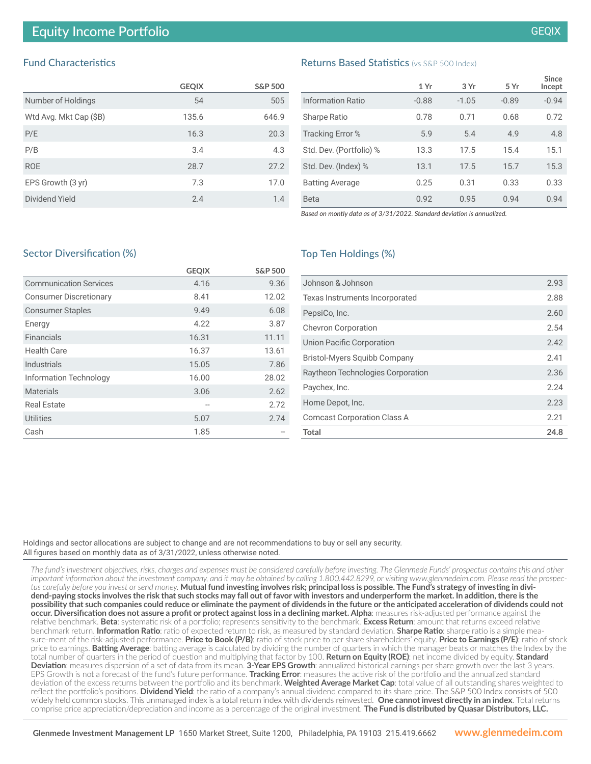# Equity Income Portfolio

GEQIX

## Fund Characteristics

| | GEQIX | S&P 500 |
|---|---|---|
| Number of Holdings | 54 | 505 |
| Wtd Avg. Mkt Cap ($B) | 135.6 | 646.9 |
| P/E | 16.3 | 20.3 |
| P/B | 3.4 | 4.3 |
| ROE | 28.7 | 27.2 |
| EPS Growth (3 yr) | 7.3 | 17.0 |
| Dividend Yield | 2.4 | 1.4 |

## Returns Based Statistics (vs S&P 500 Index)

| | 1 Yr | 3 Yr | 5 Yr | Since Incept |
|---|---|---|---|---|
| Information Ratio | -0.88 | -1.05 | -0.89 | -0.94 |
| Sharpe Ratio | 0.78 | 0.71 | 0.68 | 0.72 |
| Tracking Error % | 5.9 | 5.4 | 4.9 | 4.8 |
| Std. Dev. (Portfolio) % | 13.3 | 17.5 | 15.4 | 15.1 |
| Std. Dev. (Index) % | 13.1 | 17.5 | 15.7 | 15.3 |
| Batting Average | 0.25 | 0.31 | 0.33 | 0.33 |
| Beta | 0.92 | 0.95 | 0.94 | 0.94 |

*Based on montly data as of 3/31/2022. Standard deviation is annualized.*

## Sector Diversification (%)

| | GEQIX | S&P 500 |
|---|---|---|
| Communication Services | 4.16 | 9.36 |
| Consumer Discretionary | 8.41 | 12.02 |
| Consumer Staples | 9.49 | 6.08 |
| Energy | 4.22 | 3.87 |
| Financials | 16.31 | 11.11 |
| Health Care | 16.37 | 13.61 |
| Industrials | 15.05 | 7.86 |
| Information Technology | 16.00 | 28.02 |
| Materials | 3.06 | 2.62 |
| Real Estate | -- | 2.72 |
| Utilities | 5.07 | 2.74 |
| Cash | 1.85 | -- |

## Top Ten Holdings (%)

| | |
|---|---|
| Johnson & Johnson | 2.93 |
| Texas Instruments Incorporated | 2.88 |
| PepsiCo, Inc. | 2.60 |
| Chevron Corporation | 2.54 |
| Union Pacific Corporation | 2.42 |
| Bristol-Myers Squibb Company | 2.41 |
| Raytheon Technologies Corporation | 2.36 |
| Paychex, Inc. | 2.24 |
| Home Depot, Inc. | 2.23 |
| Comcast Corporation Class A | 2.21 |
| **Total** | **24.8** |

Holdings and sector allocations are subject to change and are not recommendations to buy or sell any security.
All figures based on monthly data as of 3/31/2022, unless otherwise noted.

*The fund's investment objectives, risks, charges and expenses must be considered carefully before investing. The Glenmede Funds' prospectus contains this and other important information about the investment company, and it may be obtained by calling 1.800.442.8299, or visiting www.glenmedeim.com. Please read the prospectus carefully before you invest or send money.* **Mutual fund investing involves risk; principal loss is possible. The Fund's strategy of investing in dividend-paying stocks involves the risk that such stocks may fall out of favor with investors and underperform the market. In addition, there is the possibility that such companies could reduce or eliminate the payment of dividends in the future or the anticipated acceleration of dividends could not occur. Diversification does not assure a profit or protect against loss in a declining market. Alpha**: measures risk-adjusted performance against the relative benchmark. **Beta**: systematic risk of a portfolio; represents sensitivity to the benchmark. **Excess Return**: amount that returns exceed relative benchmark return. **Information Ratio**: ratio of expected return to risk, as measured by standard deviation. **Sharpe Ratio**: sharpe ratio is a simple measure-ment of the risk-adjusted performance. **Price to Book (P/B)**: ratio of stock price to per share shareholders' equity. **Price to Earnings (P/E)**: ratio of stock price to earnings. **Batting Average**: batting average is calculated by dividing the number of quarters in which the manager beats or matches the Index by the total number of quarters in the period of question and multiplying that factor by 100. **Return on Equity (ROE)**: net income divided by equity. **Standard Deviation**: measures dispersion of a set of data from its mean. **3-Year EPS Growth**: annualized historical earnings per share growth over the last 3 years. EPS Growth is not a forecast of the fund's future performance. **Tracking Error**: measures the active risk of the portfolio and the annualized standard deviation of the excess returns between the portfolio and its benchmark. **Weighted Average Market Cap**: total value of all outstanding shares weighted to reflect the portfolio's positions. **Dividend Yield**: the ratio of a company's annual dividend compared to its share price. The S&P 500 Index consists of 500 widely held common stocks. This unmanaged index is a total return index with dividends reinvested. **One cannot invest directly in an index**. Total returns comprise price appreciation/depreciation and income as a percentage of the original investment. **The Fund is distributed by Quasar Distributors, LLC.**

**Glenmede Investment Management LP** 1650 Market Street, Suite 1200, Philadelphia, PA 19103 215.419.6662 **www.glenmedeim.com**